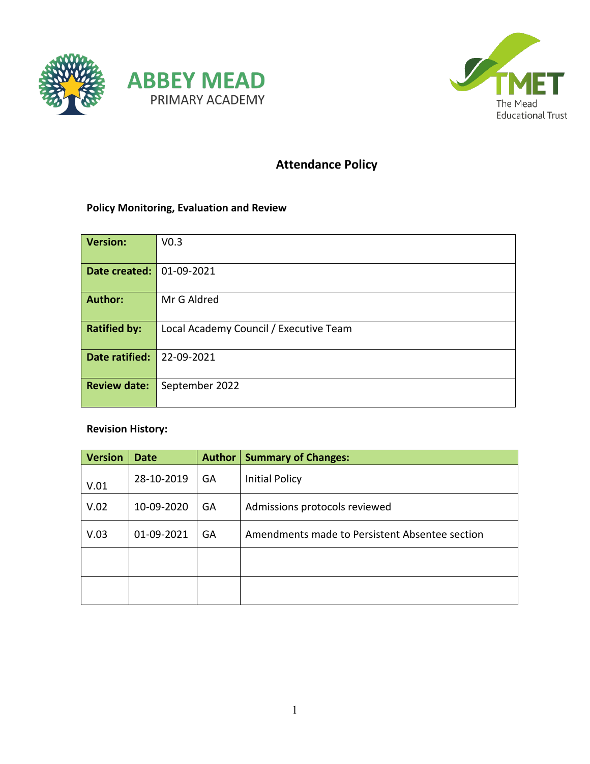ABBEY MEAD
PRIMARY ACADEMY

TMET
The Mead
Educational Trust

# Attendance Policy

**Policy Monitoring, Evaluation and Review**

| **Version:** | V0.3 |
|---|---|
| **Date created:** | 01-09-2021 |
| **Author:** | Mr G Aldred |
| **Ratified by:** | Local Academy Council / Executive Team |
| **Date ratified:** | 22-09-2021 |
| **Review date:** | September 2022 |

**Revision History:**

| Version | Date | Author | Summary of Changes: |
|---|---|---|---|
| V.01 | 28-10-2019 | GA | Initial Policy |
| V.02 | 10-09-2020 | GA | Admissions protocols reviewed |
| V.03 | 01-09-2021 | GA | Amendments made to Persistent Absentee section |
| | | | |
| | | | |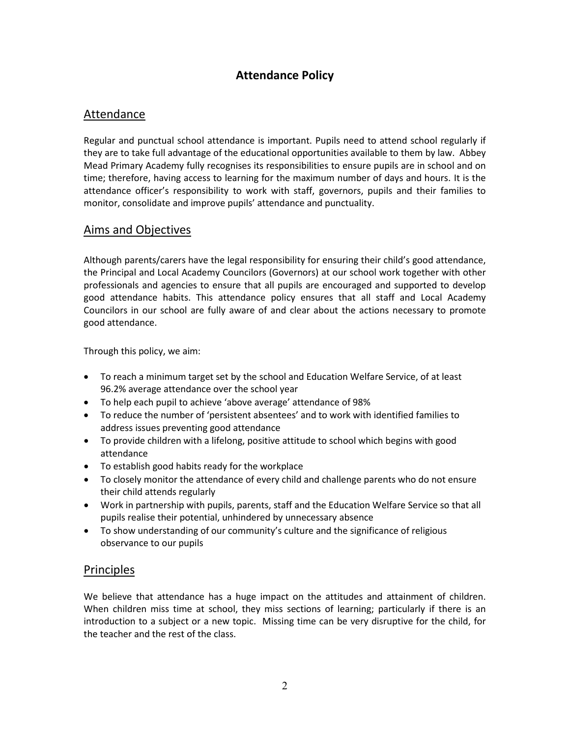# Attendance Policy

## Attendance

Regular and punctual school attendance is important. Pupils need to attend school regularly if they are to take full advantage of the educational opportunities available to them by law. Abbey Mead Primary Academy fully recognises its responsibilities to ensure pupils are in school and on time; therefore, having access to learning for the maximum number of days and hours. It is the attendance officer's responsibility to work with staff, governors, pupils and their families to monitor, consolidate and improve pupils' attendance and punctuality.

## Aims and Objectives

Although parents/carers have the legal responsibility for ensuring their child's good attendance, the Principal and Local Academy Councilors (Governors) at our school work together with other professionals and agencies to ensure that all pupils are encouraged and supported to develop good attendance habits. This attendance policy ensures that all staff and Local Academy Councilors in our school are fully aware of and clear about the actions necessary to promote good attendance.

Through this policy, we aim:

- To reach a minimum target set by the school and Education Welfare Service, of at least 96.2% average attendance over the school year
- To help each pupil to achieve 'above average' attendance of 98%
- To reduce the number of 'persistent absentees' and to work with identified families to address issues preventing good attendance
- To provide children with a lifelong, positive attitude to school which begins with good attendance
- To establish good habits ready for the workplace
- To closely monitor the attendance of every child and challenge parents who do not ensure their child attends regularly
- Work in partnership with pupils, parents, staff and the Education Welfare Service so that all pupils realise their potential, unhindered by unnecessary absence
- To show understanding of our community's culture and the significance of religious observance to our pupils

## Principles

We believe that attendance has a huge impact on the attitudes and attainment of children. When children miss time at school, they miss sections of learning; particularly if there is an introduction to a subject or a new topic. Missing time can be very disruptive for the child, for the teacher and the rest of the class.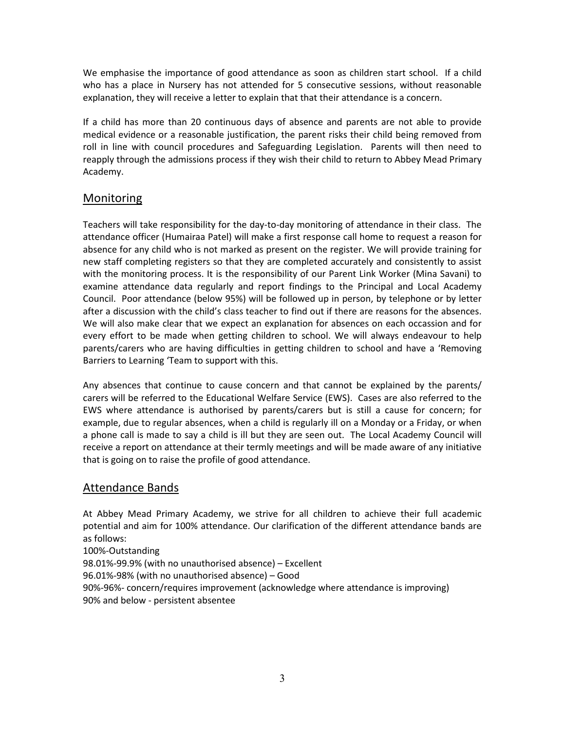We emphasise the importance of good attendance as soon as children start school. If a child who has a place in Nursery has not attended for 5 consecutive sessions, without reasonable explanation, they will receive a letter to explain that that their attendance is a concern.

If a child has more than 20 continuous days of absence and parents are not able to provide medical evidence or a reasonable justification, the parent risks their child being removed from roll in line with council procedures and Safeguarding Legislation. Parents will then need to reapply through the admissions process if they wish their child to return to Abbey Mead Primary Academy.

## Monitoring

Teachers will take responsibility for the day-to-day monitoring of attendance in their class. The attendance officer (Humairaa Patel) will make a first response call home to request a reason for absence for any child who is not marked as present on the register. We will provide training for new staff completing registers so that they are completed accurately and consistently to assist with the monitoring process. It is the responsibility of our Parent Link Worker (Mina Savani) to examine attendance data regularly and report findings to the Principal and Local Academy Council. Poor attendance (below 95%) will be followed up in person, by telephone or by letter after a discussion with the child's class teacher to find out if there are reasons for the absences. We will also make clear that we expect an explanation for absences on each occassion and for every effort to be made when getting children to school. We will always endeavour to help parents/carers who are having difficulties in getting children to school and have a 'Removing Barriers to Learning 'Team to support with this.

Any absences that continue to cause concern and that cannot be explained by the parents/ carers will be referred to the Educational Welfare Service (EWS). Cases are also referred to the EWS where attendance is authorised by parents/carers but is still a cause for concern; for example, due to regular absences, when a child is regularly ill on a Monday or a Friday, or when a phone call is made to say a child is ill but they are seen out. The Local Academy Council will receive a report on attendance at their termly meetings and will be made aware of any initiative that is going on to raise the profile of good attendance.

## Attendance Bands

At Abbey Mead Primary Academy, we strive for all children to achieve their full academic potential and aim for 100% attendance. Our clarification of the different attendance bands are as follows:

100%-Outstanding
98.01%-99.9% (with no unauthorised absence) – Excellent
96.01%-98% (with no unauthorised absence) – Good
90%-96%- concern/requires improvement (acknowledge where attendance is improving)
90% and below - persistent absentee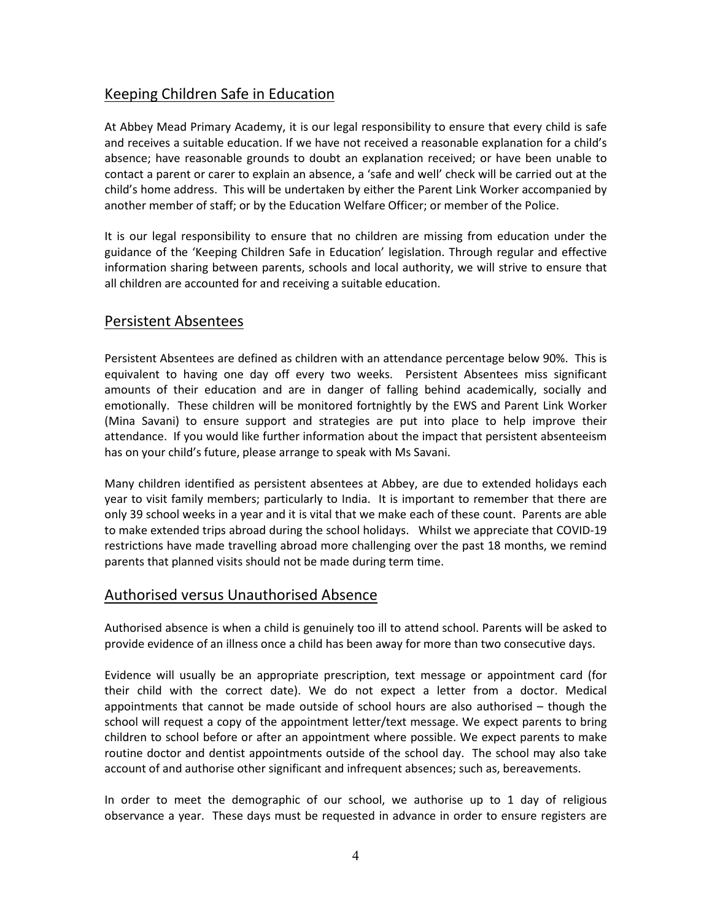## Keeping Children Safe in Education

At Abbey Mead Primary Academy, it is our legal responsibility to ensure that every child is safe and receives a suitable education. If we have not received a reasonable explanation for a child's absence; have reasonable grounds to doubt an explanation received; or have been unable to contact a parent or carer to explain an absence, a 'safe and well' check will be carried out at the child's home address. This will be undertaken by either the Parent Link Worker accompanied by another member of staff; or by the Education Welfare Officer; or member of the Police.

It is our legal responsibility to ensure that no children are missing from education under the guidance of the 'Keeping Children Safe in Education' legislation. Through regular and effective information sharing between parents, schools and local authority, we will strive to ensure that all children are accounted for and receiving a suitable education.

## Persistent Absentees

Persistent Absentees are defined as children with an attendance percentage below 90%. This is equivalent to having one day off every two weeks. Persistent Absentees miss significant amounts of their education and are in danger of falling behind academically, socially and emotionally. These children will be monitored fortnightly by the EWS and Parent Link Worker (Mina Savani) to ensure support and strategies are put into place to help improve their attendance. If you would like further information about the impact that persistent absenteeism has on your child's future, please arrange to speak with Ms Savani.

Many children identified as persistent absentees at Abbey, are due to extended holidays each year to visit family members; particularly to India. It is important to remember that there are only 39 school weeks in a year and it is vital that we make each of these count. Parents are able to make extended trips abroad during the school holidays. Whilst we appreciate that COVID-19 restrictions have made travelling abroad more challenging over the past 18 months, we remind parents that planned visits should not be made during term time.

## Authorised versus Unauthorised Absence

Authorised absence is when a child is genuinely too ill to attend school. Parents will be asked to provide evidence of an illness once a child has been away for more than two consecutive days.

Evidence will usually be an appropriate prescription, text message or appointment card (for their child with the correct date). We do not expect a letter from a doctor. Medical appointments that cannot be made outside of school hours are also authorised – though the school will request a copy of the appointment letter/text message. We expect parents to bring children to school before or after an appointment where possible. We expect parents to make routine doctor and dentist appointments outside of the school day. The school may also take account of and authorise other significant and infrequent absences; such as, bereavements.

In order to meet the demographic of our school, we authorise up to 1 day of religious observance a year. These days must be requested in advance in order to ensure registers are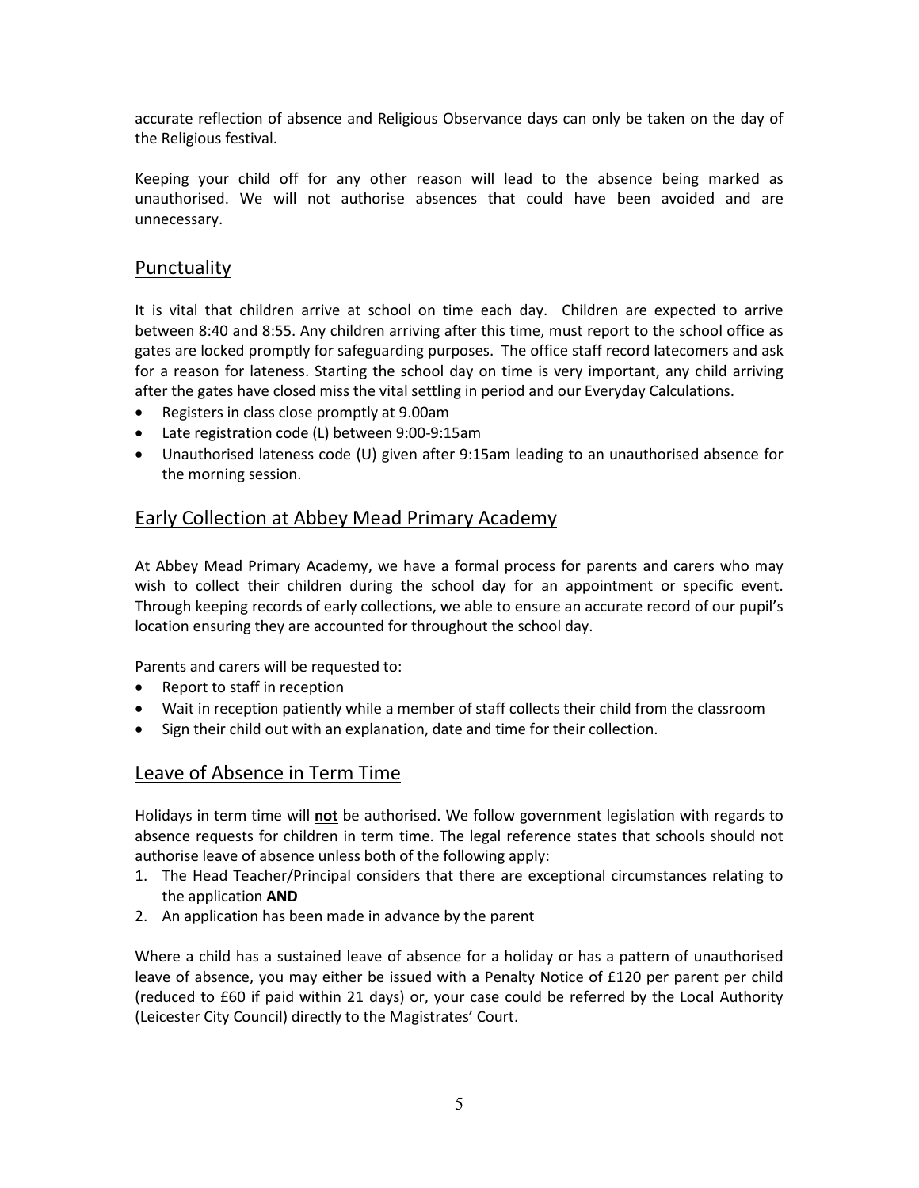accurate reflection of absence and Religious Observance days can only be taken on the day of the Religious festival.

Keeping your child off for any other reason will lead to the absence being marked as unauthorised. We will not authorise absences that could have been avoided and are unnecessary.

## Punctuality

It is vital that children arrive at school on time each day. Children are expected to arrive between 8:40 and 8:55. Any children arriving after this time, must report to the school office as gates are locked promptly for safeguarding purposes. The office staff record latecomers and ask for a reason for lateness. Starting the school day on time is very important, any child arriving after the gates have closed miss the vital settling in period and our Everyday Calculations.

- Registers in class close promptly at 9.00am
- Late registration code (L) between 9:00-9:15am
- Unauthorised lateness code (U) given after 9:15am leading to an unauthorised absence for the morning session.

## Early Collection at Abbey Mead Primary Academy

At Abbey Mead Primary Academy, we have a formal process for parents and carers who may wish to collect their children during the school day for an appointment or specific event. Through keeping records of early collections, we able to ensure an accurate record of our pupil's location ensuring they are accounted for throughout the school day.

Parents and carers will be requested to:

- Report to staff in reception
- Wait in reception patiently while a member of staff collects their child from the classroom
- Sign their child out with an explanation, date and time for their collection.

## Leave of Absence in Term Time

Holidays in term time will **not** be authorised. We follow government legislation with regards to absence requests for children in term time. The legal reference states that schools should not authorise leave of absence unless both of the following apply:

1. The Head Teacher/Principal considers that there are exceptional circumstances relating to the application **AND**
2. An application has been made in advance by the parent

Where a child has a sustained leave of absence for a holiday or has a pattern of unauthorised leave of absence, you may either be issued with a Penalty Notice of £120 per parent per child (reduced to £60 if paid within 21 days) or, your case could be referred by the Local Authority (Leicester City Council) directly to the Magistrates' Court.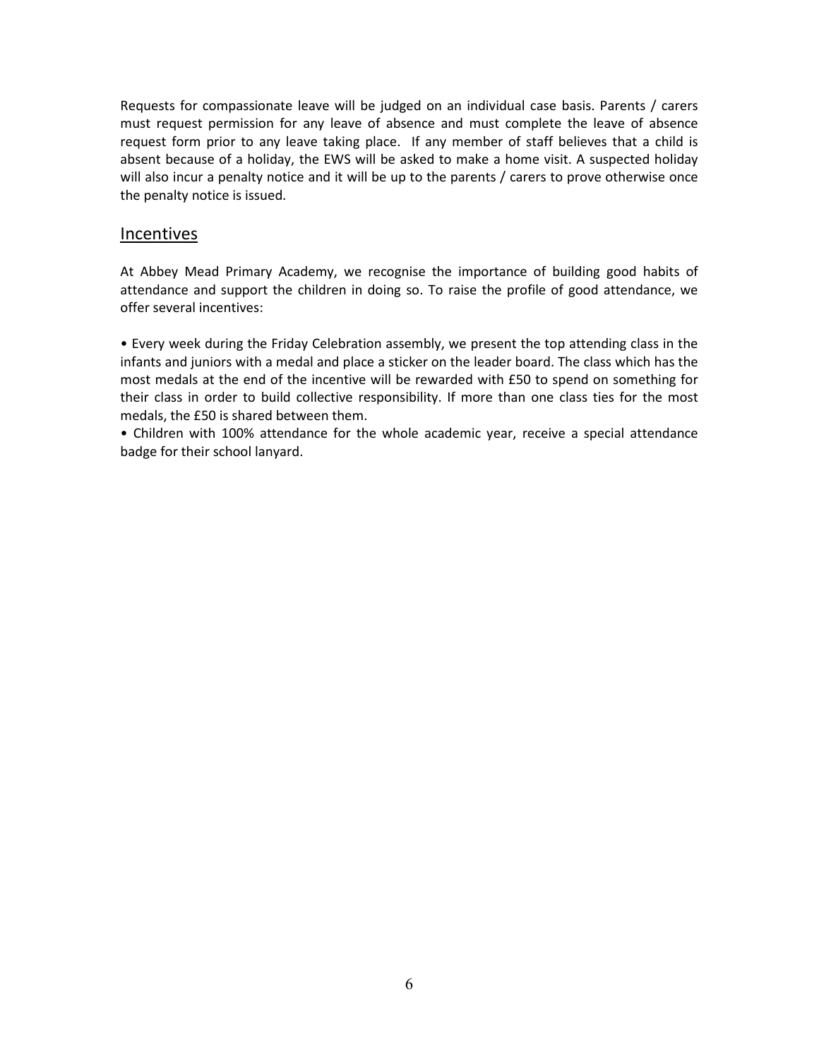Requests for compassionate leave will be judged on an individual case basis. Parents / carers must request permission for any leave of absence and must complete the leave of absence request form prior to any leave taking place. If any member of staff believes that a child is absent because of a holiday, the EWS will be asked to make a home visit. A suspected holiday will also incur a penalty notice and it will be up to the parents / carers to prove otherwise once the penalty notice is issued.

## Incentives

At Abbey Mead Primary Academy, we recognise the importance of building good habits of attendance and support the children in doing so. To raise the profile of good attendance, we offer several incentives:

• Every week during the Friday Celebration assembly, we present the top attending class in the infants and juniors with a medal and place a sticker on the leader board. The class which has the most medals at the end of the incentive will be rewarded with £50 to spend on something for their class in order to build collective responsibility. If more than one class ties for the most medals, the £50 is shared between them.

• Children with 100% attendance for the whole academic year, receive a special attendance badge for their school lanyard.